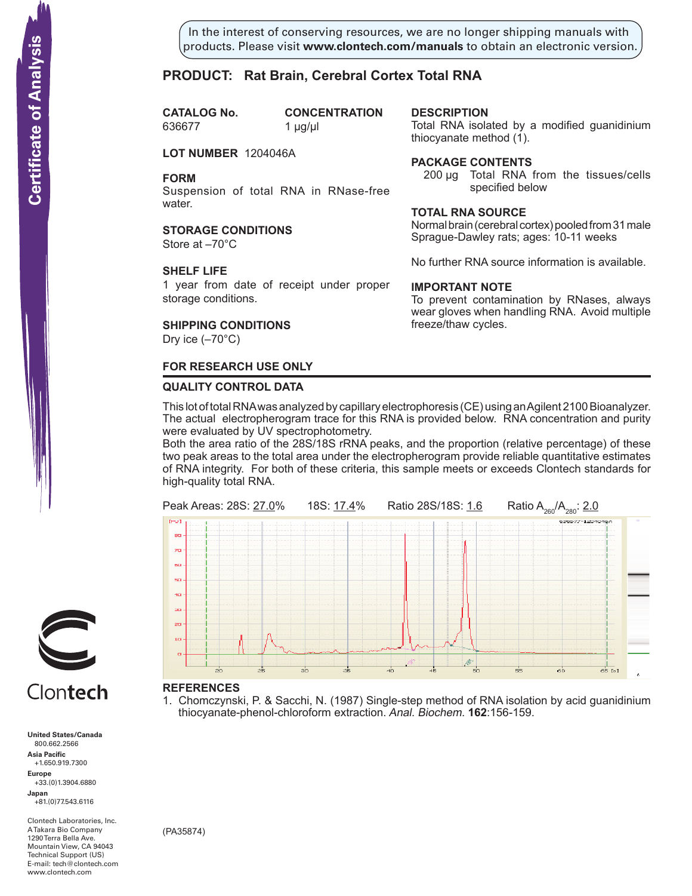In the interest of conserving resources, we are no longer shipping manuals with products. Please visit **www.clontech.com/manuals** to obtain an electronic version.

# PRODUCT: Rat Brain, Cerebral Cortex Total RNA

**CATALOG No.**
636677

**CONCENTRATION**
1 µg/µl

**LOT NUMBER** 1204046A

**FORM**
Suspension of total RNA in RNase-free water.

**STORAGE CONDITIONS**
Store at –70°C

**SHELF LIFE**
1 year from date of receipt under proper storage conditions.

**SHIPPING CONDITIONS**
Dry ice (–70°C)

**DESCRIPTION**
Total RNA isolated by a modified guanidinium thiocyanate method (1).

**PACKAGE CONTENTS**
200 µg Total RNA from the tissues/cells specified below

**TOTAL RNA SOURCE**
Normal brain (cerebral cortex) pooled from 31 male Sprague-Dawley rats; ages: 10-11 weeks

No further RNA source information is available.

**IMPORTANT NOTE**
To prevent contamination by RNases, always wear gloves when handling RNA. Avoid multiple freeze/thaw cycles.

**FOR RESEARCH USE ONLY**

## QUALITY CONTROL DATA

This lot of total RNA was analyzed by capillary electrophoresis (CE) using an Agilent 2100 Bioanalyzer. The actual electropherogram trace for this RNA is provided below. RNA concentration and purity were evaluated by UV spectrophotometry.
Both the area ratio of the 28S/18S rRNA peaks, and the proportion (relative percentage) of these two peak areas to the total area under the electropherogram provide reliable quantitative estimates of RNA integrity. For both of these criteria, this sample meets or exceeds Clontech standards for high-quality total RNA.

Peak Areas: 28S: 27.0% 18S: 17.4% Ratio 28S/18S: 1.6 Ratio $A_{260}/A_{280}$: 2.0

## REFERENCES

1. Chomczynski, P. & Sacchi, N. (1987) Single-step method of RNA isolation by acid guanidinium thiocyanate-phenol-chloroform extraction. *Anal. Biochem*. **162**:156-159.

(PA35874)

Clontech

**United States/Canada**
800.662.2566
**Asia Pacific**
+1.650.919.7300
**Europe**
+33.(0)1.3904.6880
**Japan**
+81.(0)77.543.6116

Clontech Laboratories, Inc.
A Takara Bio Company
1290 Terra Bella Ave.
Mountain View, CA 94043
Technical Support (US)
E-mail: tech@clontech.com
www.clontech.com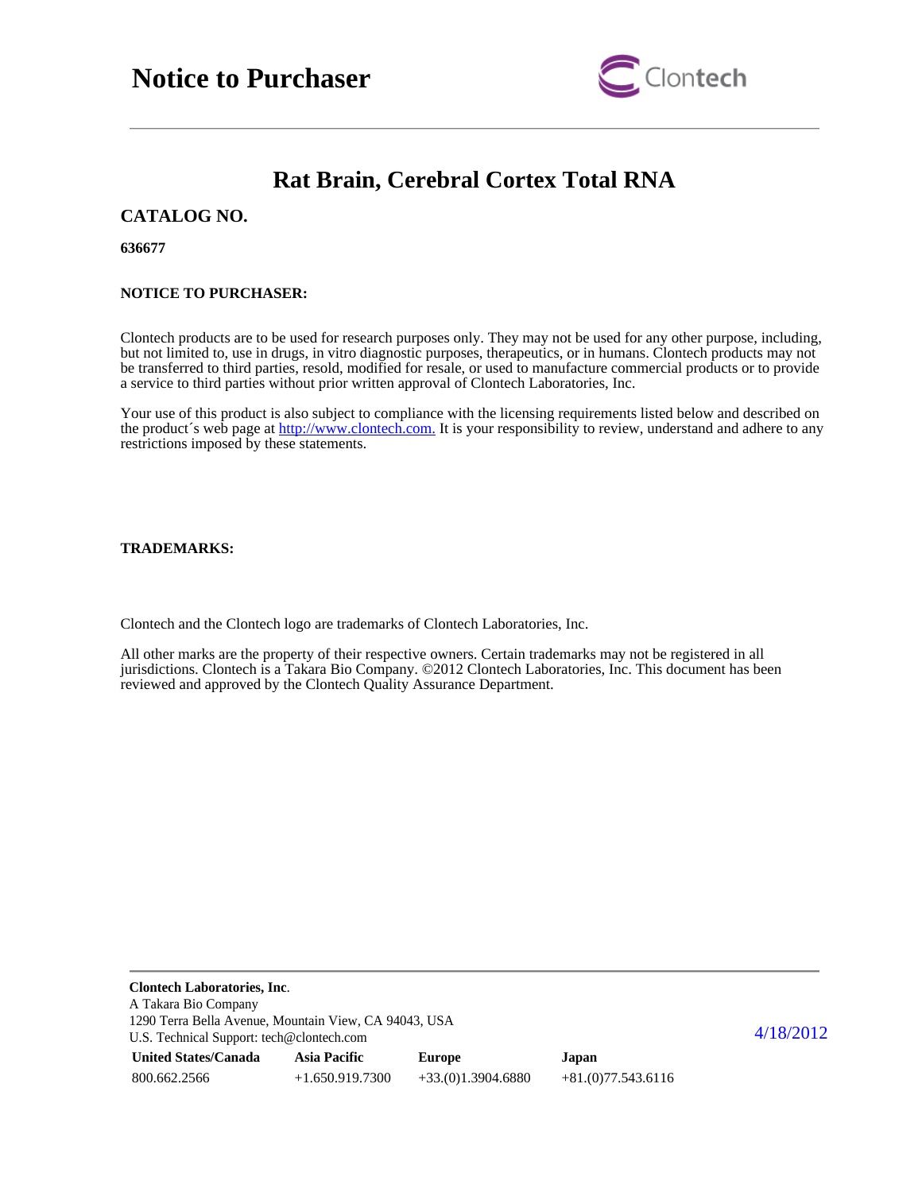# Notice to Purchaser

## Rat Brain, Cerebral Cortex Total RNA

### CATALOG NO.

**636677**

**NOTICE TO PURCHASER:**

Clontech products are to be used for research purposes only. They may not be used for any other purpose, including, but not limited to, use in drugs, in vitro diagnostic purposes, therapeutics, or in humans. Clontech products may not be transferred to third parties, resold, modified for resale, or used to manufacture commercial products or to provide a service to third parties without prior written approval of Clontech Laboratories, Inc.

Your use of this product is also subject to compliance with the licensing requirements listed below and described on the product´s web page at http://www.clontech.com. It is your responsibility to review, understand and adhere to any restrictions imposed by these statements.

**TRADEMARKS:**

Clontech and the Clontech logo are trademarks of Clontech Laboratories, Inc.

All other marks are the property of their respective owners. Certain trademarks may not be registered in all jurisdictions. Clontech is a Takara Bio Company. ©2012 Clontech Laboratories, Inc. This document has been reviewed and approved by the Clontech Quality Assurance Department.

**Clontech Laboratories, Inc.**
A Takara Bio Company
1290 Terra Bella Avenue, Mountain View, CA 94043, USA
U.S. Technical Support: tech@clontech.com

| United States/Canada | Asia Pacific | Europe | Japan |
|---|---|---|---|
| 800.662.2566 | +1.650.919.7300 | +33.(0)1.3904.6880 | +81.(0)77.543.6116 |

4/18/2012